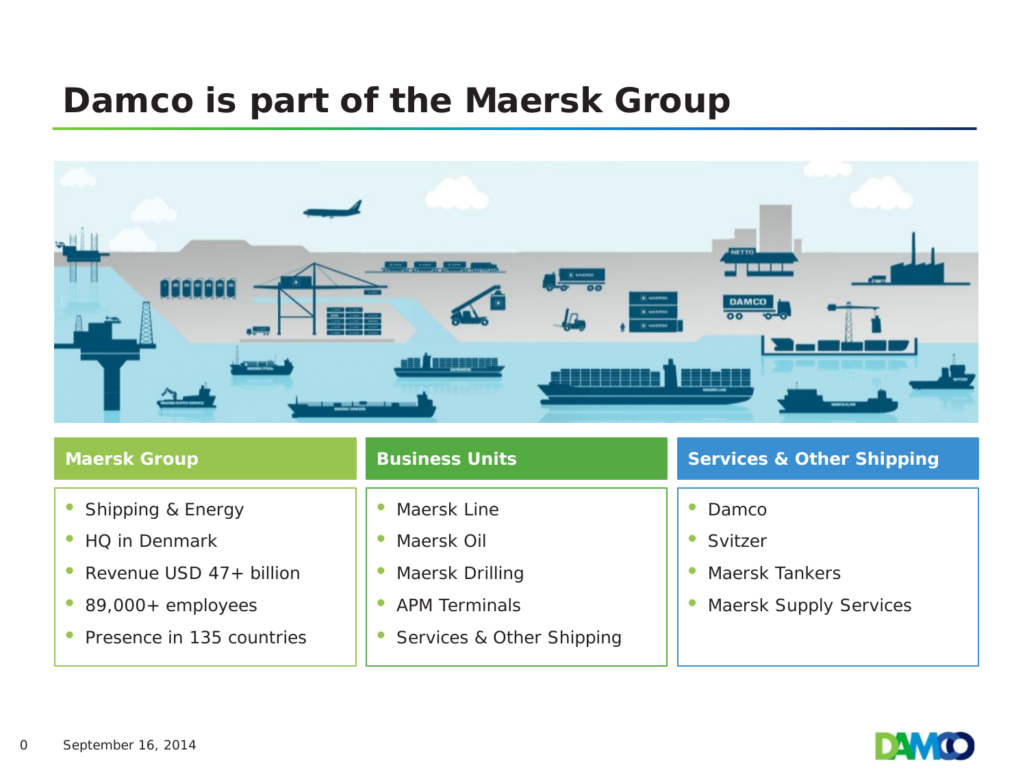# Damco is part of the Maersk Group

### Maersk Group

- Shipping & Energy
- HQ in Denmark
- Revenue USD 47+ billion
- 89,000+ employees
- Presence in 135 countries

### Business Units

- Maersk Line
- Maersk Oil
- Maersk Drilling
- APM Terminals
- Services & Other Shipping

### Services & Other Shipping

- Damco
- Svitzer
- Maersk Tankers
- Maersk Supply Services

September 16, 2014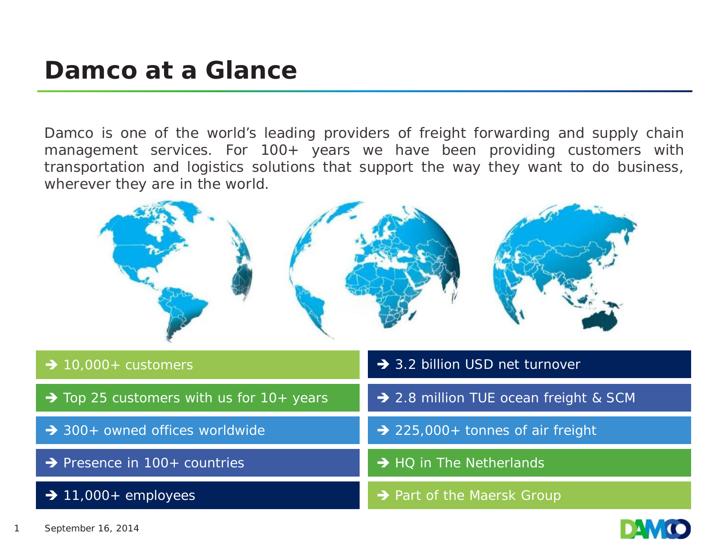# Damco at a Glance

Damco is one of the world's leading providers of freight forwarding and supply chain management services. For 100+ years we have been providing customers with transportation and logistics solutions that support the way they want to do business, wherever they are in the world.

- ➔ 10,000+ customers
- ➔ Top 25 customers with us for 10+ years
- ➔ 300+ owned offices worldwide
- ➔ Presence in 100+ countries
- ➔ 11,000+ employees
- ➔ 3.2 billion USD net turnover
- ➔ 2.8 million TUE ocean freight & SCM
- ➔ 225,000+ tonnes of air freight
- ➔ HQ in The Netherlands
- ➔ Part of the Maersk Group

September 16, 2014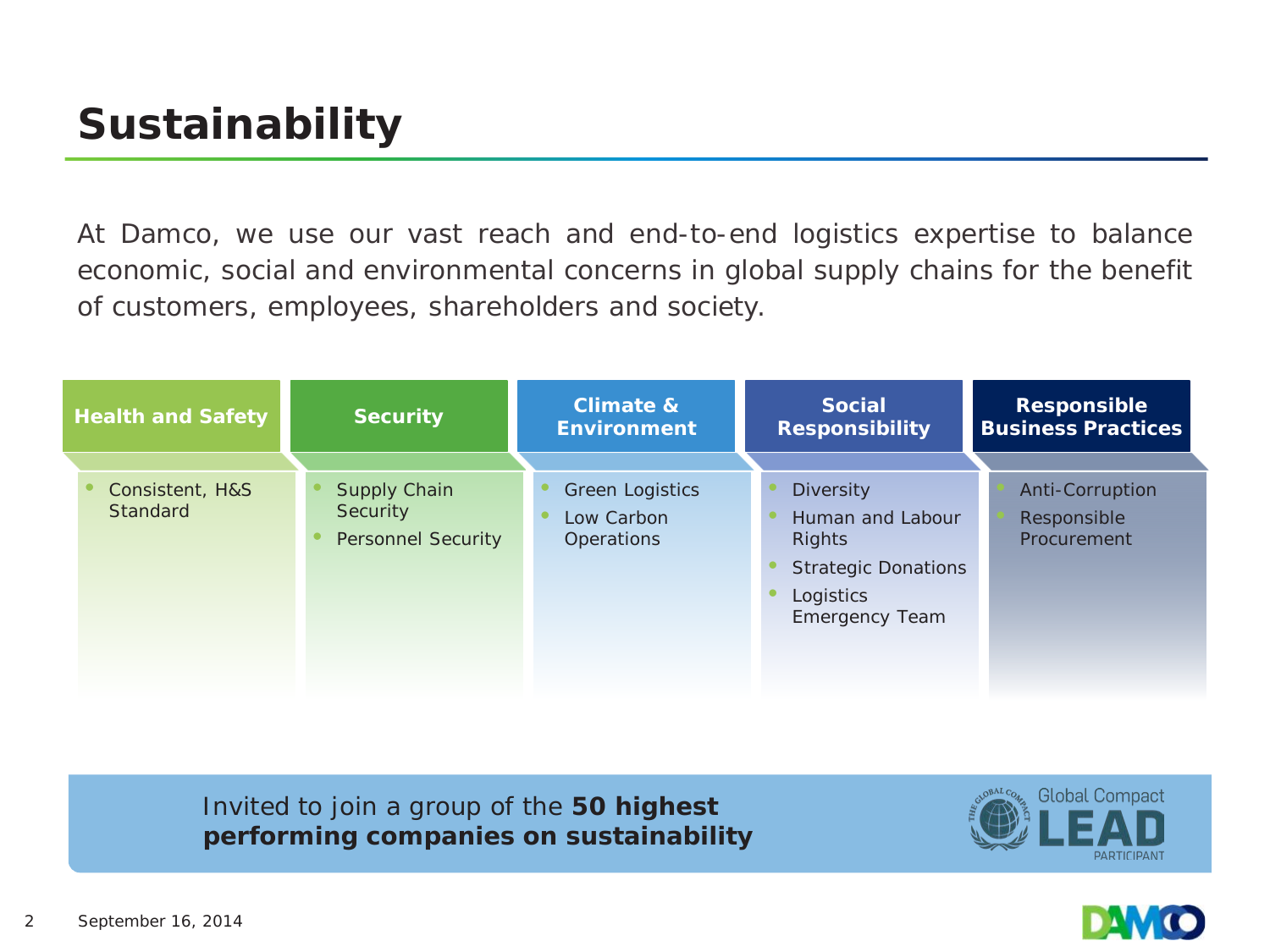# Sustainability

At Damco, we use our vast reach and end-to-end logistics expertise to balance economic, social and environmental concerns in global supply chains for the benefit of customers, employees, shareholders and society.

### Health and Safety

- Consistent, H&S Standard

### Security

- Supply Chain Security
- Personnel Security

### Climate & Environment

- Green Logistics
- Low Carbon Operations

### Social Responsibility

- Diversity
- Human and Labour Rights
- Strategic Donations
- Logistics Emergency Team

### Responsible Business Practices

- Anti-Corruption
- Responsible Procurement

Invited to join a group of the **50 highest performing companies on sustainability**

Global Compact LEAD PARTICIPANT

September 16, 2014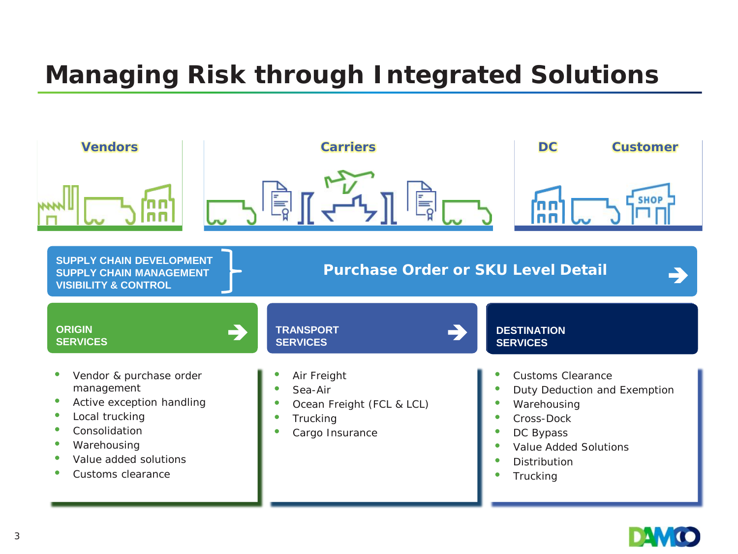# Managing Risk through Integrated Solutions

Vendors

Carriers

DC

Customer

SUPPLY CHAIN DEVELOPMENT
SUPPLY CHAIN MANAGEMENT
VISIBILITY & CONTROL

**Purchase Order or SKU Level Detail**

## ORIGIN SERVICES

- Vendor & purchase order management
- Active exception handling
- Local trucking
- Consolidation
- Warehousing
- Value added solutions
- Customs clearance

## TRANSPORT SERVICES

- Air Freight
- Sea-Air
- Ocean Freight (FCL & LCL)
- Trucking
- Cargo Insurance

## DESTINATION SERVICES

- Customs Clearance
- Duty Deduction and Exemption
- Warehousing
- Cross-Dock
- DC Bypass
- Value Added Solutions
- Distribution
- Trucking

DAMCO